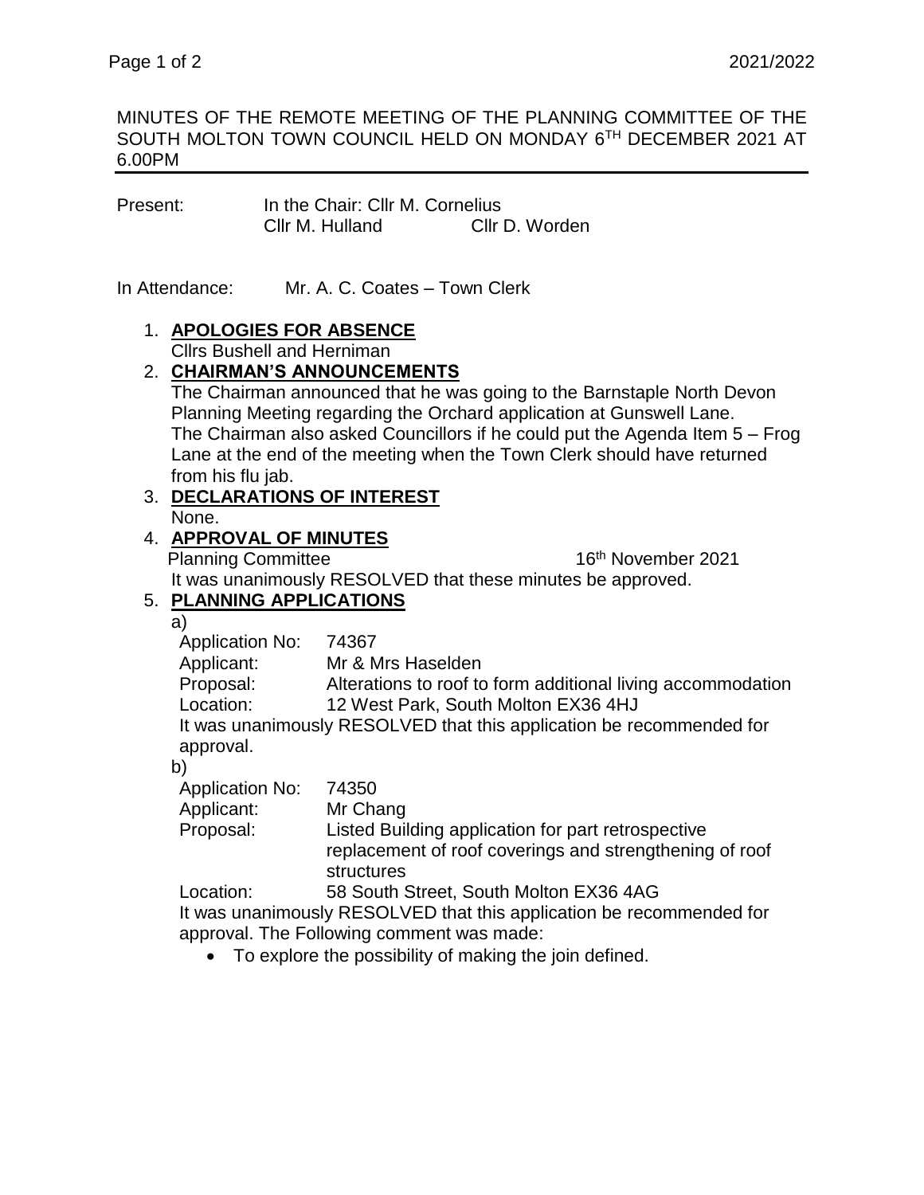MINUTES OF THE REMOTE MEETING OF THE PLANNING COMMITTEE OF THE SOUTH MOLTON TOWN COUNCIL HELD ON MONDAY 6TH DECEMBER 2021 AT 6.00PM

---

Present: In the Chair: Cllr M. Cornelius
Cllr M. Hulland Cllr D. Worden

In Attendance: Mr. A. C. Coates – Town Clerk

1. **APOLOGIES FOR ABSENCE**
   Cllrs Bushell and Herniman
2. **CHAIRMAN'S ANNOUNCEMENTS**
   The Chairman announced that he was going to the Barnstaple North Devon Planning Meeting regarding the Orchard application at Gunswell Lane.
   The Chairman also asked Councillors if he could put the Agenda Item 5 – Frog Lane at the end of the meeting when the Town Clerk should have returned from his flu jab.
3. **DECLARATIONS OF INTEREST**
   None.
4. **APPROVAL OF MINUTES**
   Planning Committee 16th November 2021
   It was unanimously RESOLVED that these minutes be approved.
5. **PLANNING APPLICATIONS**
   a)
   Application No: 74367
   Applicant: Mr & Mrs Haselden
   Proposal: Alterations to roof to form additional living accommodation
   Location: 12 West Park, South Molton EX36 4HJ
   It was unanimously RESOLVED that this application be recommended for approval.

   b)
   Application No: 74350
   Applicant: Mr Chang
   Proposal: Listed Building application for part retrospective replacement of roof coverings and strengthening of roof structures
   Location: 58 South Street, South Molton EX36 4AG
   It was unanimously RESOLVED that this application be recommended for approval. The Following comment was made:
   - To explore the possibility of making the join defined.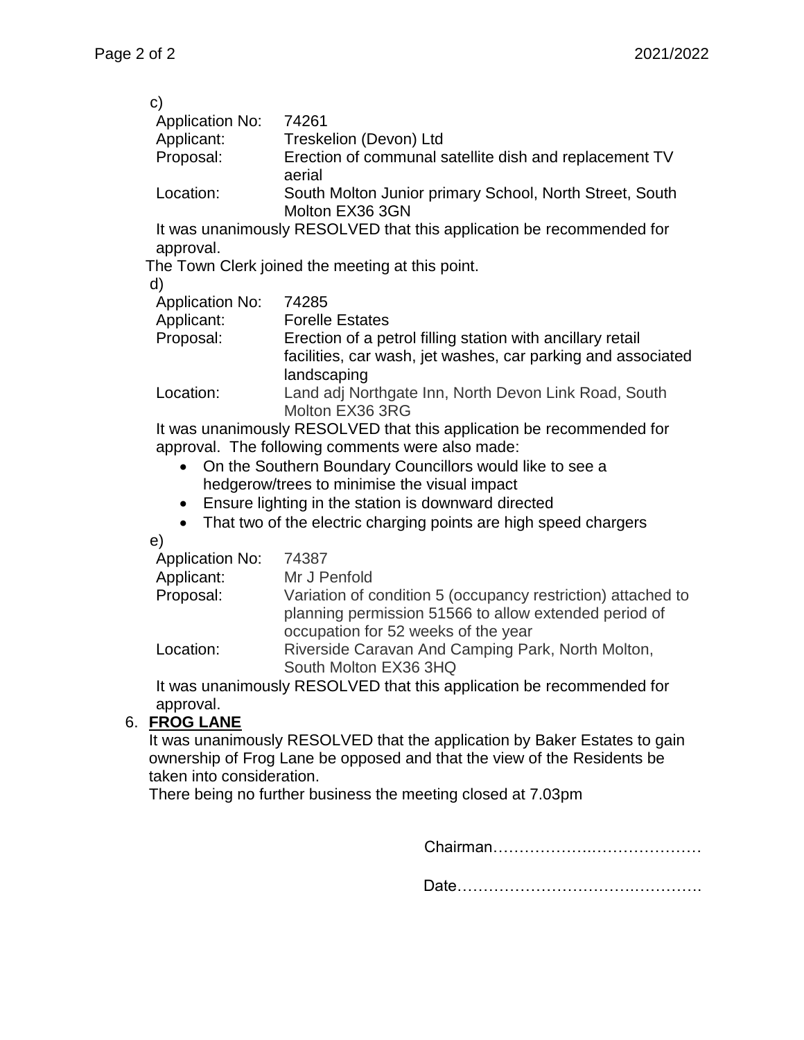c)

| | |
|---|---|
| Application No: | 74261 |
| Applicant: | Treskelion (Devon) Ltd |
| Proposal: | Erection of communal satellite dish and replacement TV aerial |
| Location: | South Molton Junior primary School, North Street, South Molton EX36 3GN |

It was unanimously RESOLVED that this application be recommended for approval.

The Town Clerk joined the meeting at this point.

d)

| | |
|---|---|
| Application No: | 74285 |
| Applicant: | Forelle Estates |
| Proposal: | Erection of a petrol filling station with ancillary retail facilities, car wash, jet washes, car parking and associated landscaping |
| Location: | Land adj Northgate Inn, North Devon Link Road, South Molton EX36 3RG |

It was unanimously RESOLVED that this application be recommended for approval. The following comments were also made:

- On the Southern Boundary Councillors would like to see a hedgerow/trees to minimise the visual impact
- Ensure lighting in the station is downward directed
- That two of the electric charging points are high speed chargers

e)

| | |
|---|---|
| Application No: | 74387 |
| Applicant: | Mr J Penfold |
| Proposal: | Variation of condition 5 (occupancy restriction) attached to planning permission 51566 to allow extended period of occupation for 52 weeks of the year |
| Location: | Riverside Caravan And Camping Park, North Molton, South Molton EX36 3HQ |

It was unanimously RESOLVED that this application be recommended for approval.

6. **FROG LANE**

It was unanimously RESOLVED that the application by Baker Estates to gain ownership of Frog Lane be opposed and that the view of the Residents be taken into consideration.

There being no further business the meeting closed at 7.03pm

Chairman…………………………………

Date……………………………………….